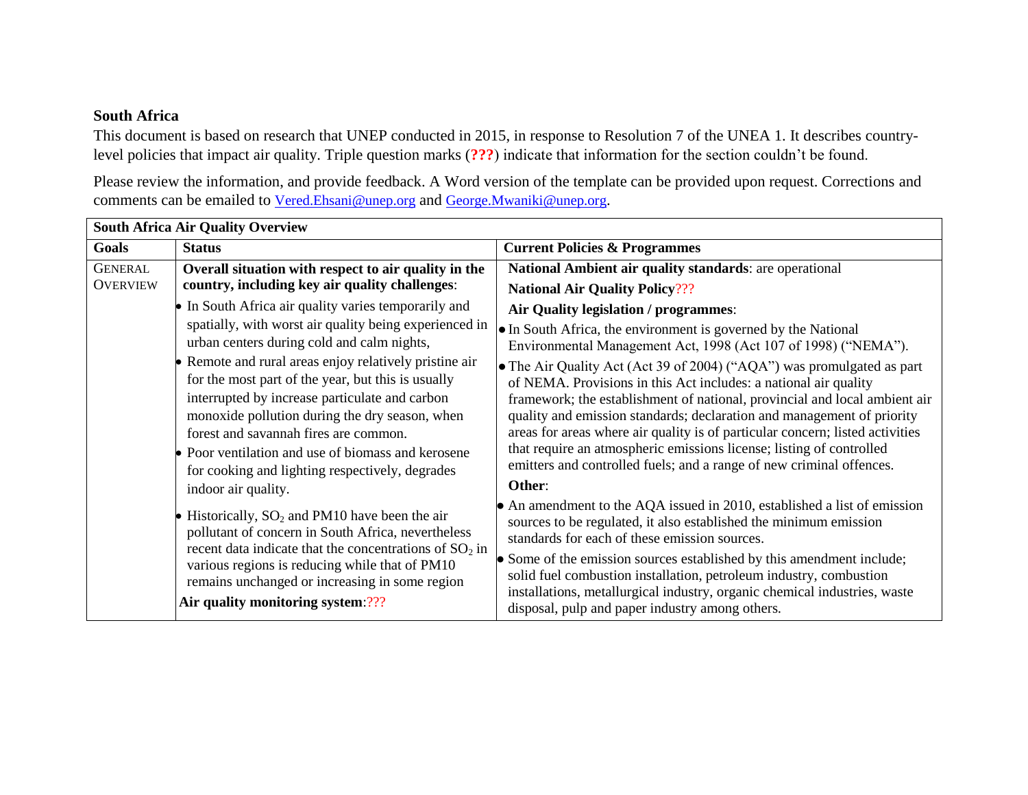## South Africa

This document is based on research that UNEP conducted in 2015, in response to Resolution 7 of the UNEA 1. It describes country-level policies that impact air quality. Triple question marks (**???**) indicate that information for the section couldn't be found.

Please review the information, and provide feedback. A Word version of the template can be provided upon request. Corrections and comments can be emailed to Vered.Ehsani@unep.org and George.Mwaniki@unep.org.

| **South Africa Air Quality Overview** | | |
|---|---|---|
| **Goals** | **Status** | **Current Policies & Programmes** |
| GENERAL OVERVIEW | **Overall situation with respect to air quality in the country, including key air quality challenges**:<br>• In South Africa air quality varies temporarily and spatially, with worst air quality being experienced in urban centers during cold and calm nights,<br>• Remote and rural areas enjoy relatively pristine air for the most part of the year, but this is usually interrupted by increase particulate and carbon monoxide pollution during the dry season, when forest and savannah fires are common.<br>• Poor ventilation and use of biomass and kerosene for cooking and lighting respectively, degrades indoor air quality.<br>• Historically, $SO_2$ and PM10 have been the air pollutant of concern in South Africa, nevertheless recent data indicate that the concentrations of $SO_2$ in various regions is reducing while that of PM10 remains unchanged or increasing in some region<br>**Air quality monitoring system**:??? | **National Ambient air quality standards**: are operational<br>**National Air Quality Policy**???<br>**Air Quality legislation / programmes**:<br>• In South Africa, the environment is governed by the National Environmental Management Act, 1998 (Act 107 of 1998) ("NEMA").<br>• The Air Quality Act (Act 39 of 2004) ("AQA") was promulgated as part of NEMA. Provisions in this Act includes: a national air quality framework; the establishment of national, provincial and local ambient air quality and emission standards; declaration and management of priority areas for areas where air quality is of particular concern; listed activities that require an atmospheric emissions license; listing of controlled emitters and controlled fuels; and a range of new criminal offences.<br>**Other**:<br>• An amendment to the AQA issued in 2010, established a list of emission sources to be regulated, it also established the minimum emission standards for each of these emission sources.<br>• Some of the emission sources established by this amendment include; solid fuel combustion installation, petroleum industry, combustion installations, metallurgical industry, organic chemical industries, waste disposal, pulp and paper industry among others. |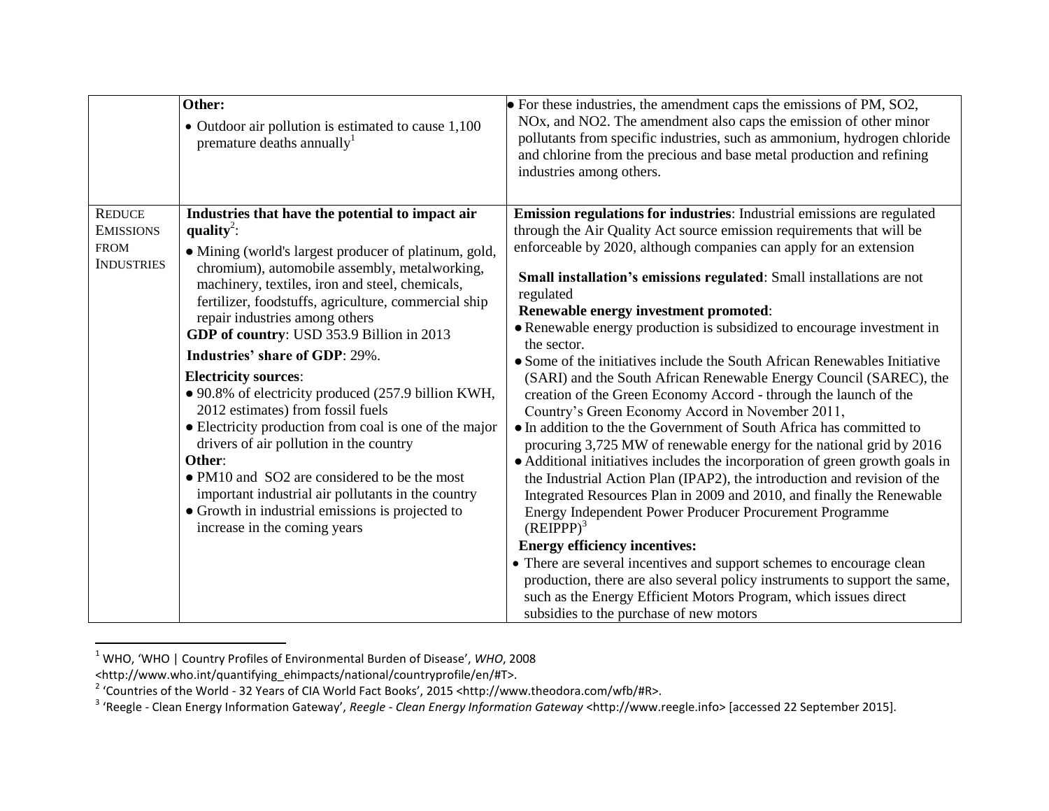| | | |
|---|---|---|
| | **Other:**<br>• Outdoor air pollution is estimated to cause 1,100 premature deaths annually[1] | • For these industries, the amendment caps the emissions of PM, $SO_2$, $NO_x$, and $NO_2$. The amendment also caps the emission of other minor pollutants from specific industries, such as ammonium, hydrogen chloride and chlorine from the precious and base metal production and refining industries among others. |
| REDUCE EMISSIONS FROM INDUSTRIES | **Industries that have the potential to impact air quality**[2]:<br>• Mining (world's largest producer of platinum, gold, chromium), automobile assembly, metalworking, machinery, textiles, iron and steel, chemicals, fertilizer, foodstuffs, agriculture, commercial ship repair industries among others<br>**GDP of country**: USD 353.9 Billion in 2013<br>**Industries' share of GDP**: 29%.<br>**Electricity sources**:<br>• 90.8% of electricity produced (257.9 billion KWH, 2012 estimates) from fossil fuels<br>• Electricity production from coal is one of the major drivers of air pollution in the country<br>**Other**:<br>• $PM_{10}$ and $SO_2$ are considered to be the most important industrial air pollutants in the country<br>• Growth in industrial emissions is projected to increase in the coming years | **Emission regulations for industries**: Industrial emissions are regulated through the Air Quality Act source emission requirements that will be enforceable by 2020, although companies can apply for an extension<br>**Small installation's emissions regulated**: Small installations are not regulated<br>**Renewable energy investment promoted**:<br>• Renewable energy production is subsidized to encourage investment in the sector.<br>• Some of the initiatives include the South African Renewables Initiative (SARI) and the South African Renewable Energy Council (SAREC), the creation of the Green Economy Accord - through the launch of the Country's Green Economy Accord in November 2011,<br>• In addition to the the Government of South Africa has committed to procuring 3,725 MW of renewable energy for the national grid by 2016<br>• Additional initiatives includes the incorporation of green growth goals in the Industrial Action Plan (IPAP2), the introduction and revision of the Integrated Resources Plan in 2009 and 2010, and finally the Renewable Energy Independent Power Producer Procurement Programme (REIPPP)[3]<br>**Energy efficiency incentives:**<br>• There are several incentives and support schemes to encourage clean production, there are also several policy instruments to support the same, such as the Energy Efficient Motors Program, which issues direct subsidies to the purchase of new motors |

[1] WHO, 'WHO | Country Profiles of Environmental Burden of Disease', *WHO*, 2008 <http://www.who.int/quantifying_ehimpacts/national/countryprofile/en/#T>.

[2] 'Countries of the World - 32 Years of CIA World Fact Books', 2015 <http://www.theodora.com/wfb/#R>.

[3] 'Reegle - Clean Energy Information Gateway', *Reegle - Clean Energy Information Gateway* <http://www.reegle.info> [accessed 22 September 2015].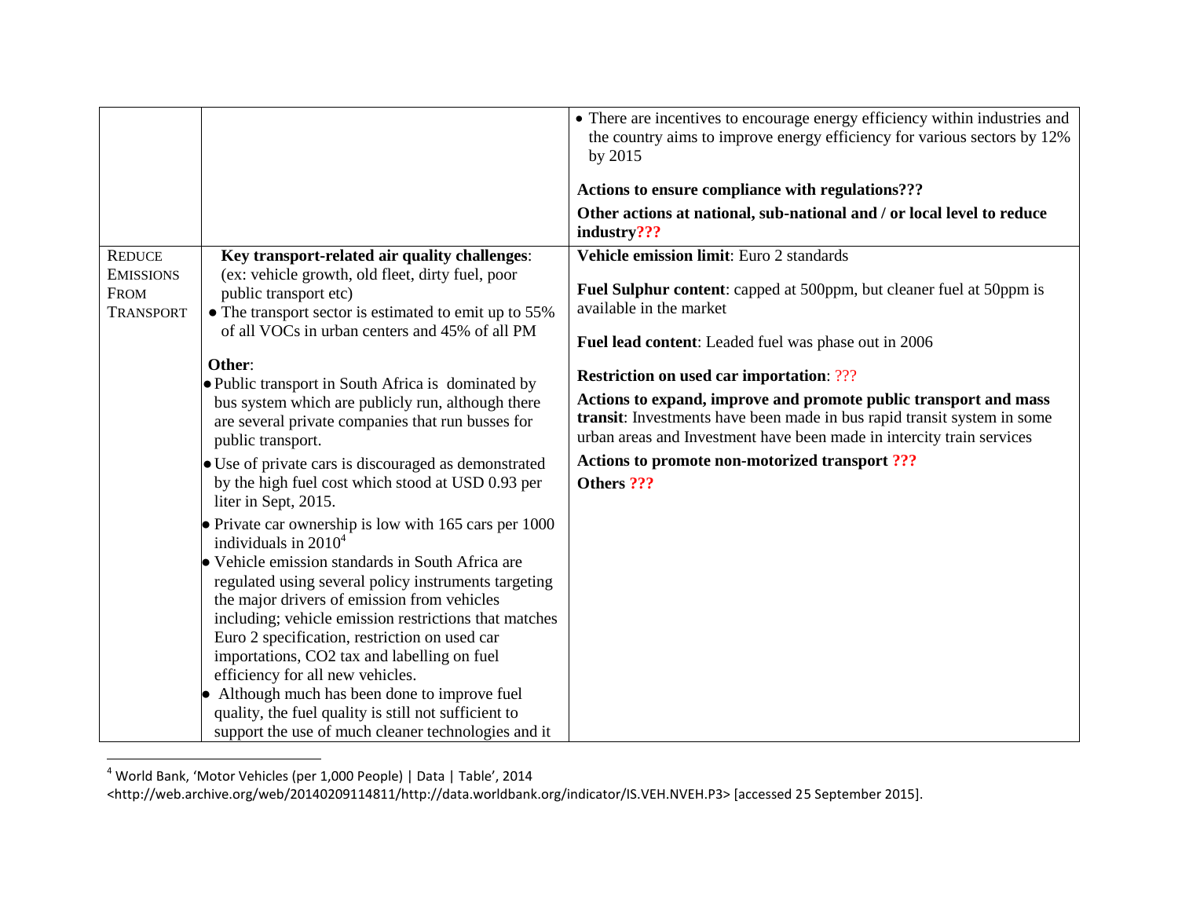| | | |
|---|---|---|
| | | • There are incentives to encourage energy efficiency within industries and the country aims to improve energy efficiency for various sectors by 12% by 2015<br><br>**Actions to ensure compliance with regulations???**<br><br>**Other actions at national, sub-national and / or local level to reduce industry???** |
| REDUCE EMISSIONS FROM TRANSPORT | **Key transport-related air quality challenges**: (ex: vehicle growth, old fleet, dirty fuel, poor public transport etc)<br>• The transport sector is estimated to emit up to 55% of all VOCs in urban centers and 45% of all PM<br><br>**Other**:<br>• Public transport in South Africa is dominated by bus system which are publicly run, although there are several private companies that run busses for public transport.<br>• Use of private cars is discouraged as demonstrated by the high fuel cost which stood at USD 0.93 per liter in Sept, 2015.<br>• Private car ownership is low with 165 cars per 1000 individuals in 2010[4]<br>• Vehicle emission standards in South Africa are regulated using several policy instruments targeting the major drivers of emission from vehicles including; vehicle emission restrictions that matches Euro 2 specification, restriction on used car importations, CO2 tax and labelling on fuel efficiency for all new vehicles.<br>• Although much has been done to improve fuel quality, the fuel quality is still not sufficient to support the use of much cleaner technologies and it | **Vehicle emission limit**: Euro 2 standards<br><br>**Fuel Sulphur content**: capped at 500ppm, but cleaner fuel at 50ppm is available in the market<br><br>**Fuel lead content**: Leaded fuel was phase out in 2006<br><br>**Restriction on used car importation**: ???<br><br>**Actions to expand, improve and promote public transport and mass transit**: Investments have been made in bus rapid transit system in some urban areas and Investment have been made in intercity train services<br><br>**Actions to promote non-motorized transport ???**<br><br>**Others ???** |

[4] World Bank, 'Motor Vehicles (per 1,000 People) | Data | Table', 2014 <http://web.archive.org/web/20140209114811/http://data.worldbank.org/indicator/IS.VEH.NVEH.P3> [accessed 25 September 2015].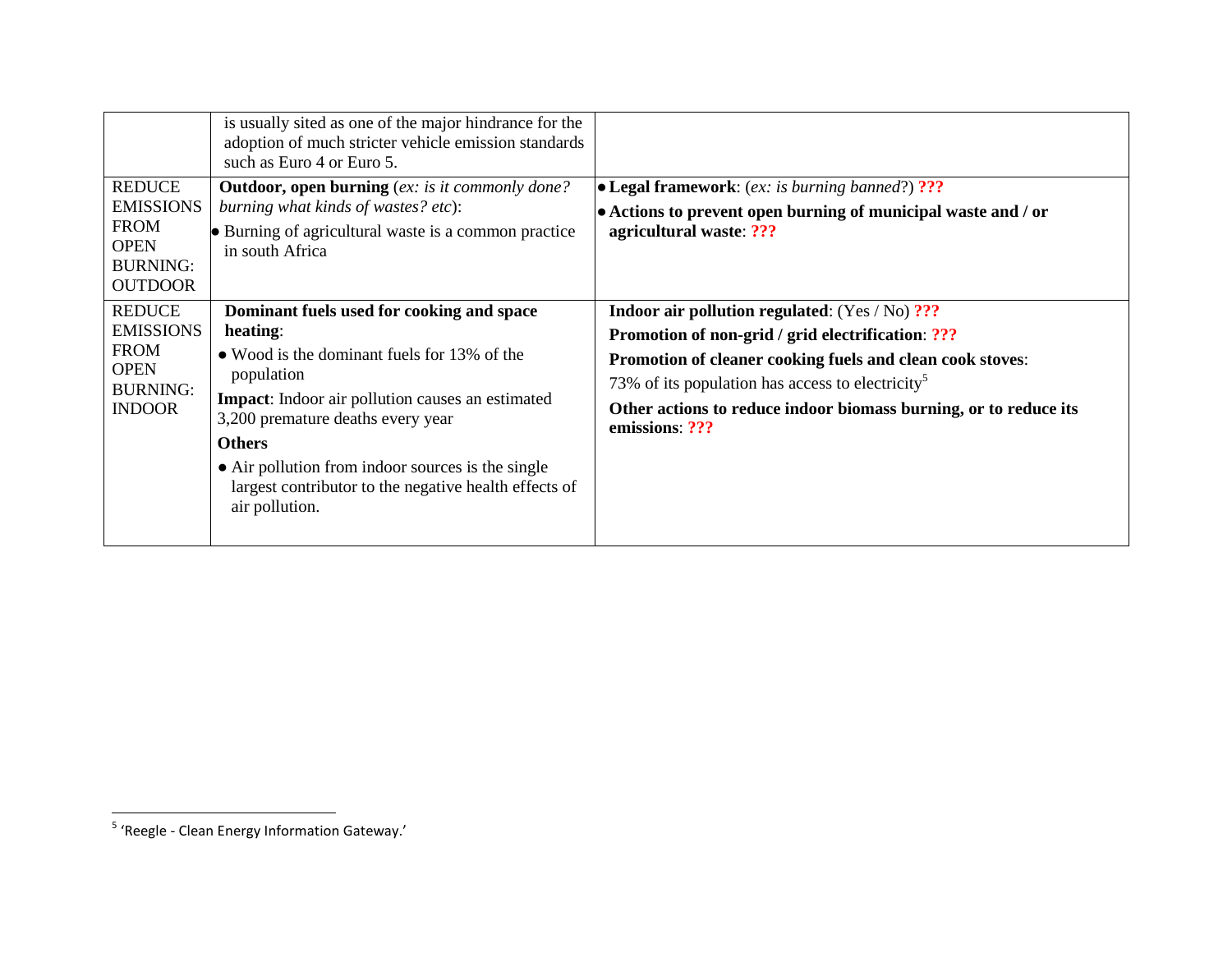| | | |
|---|---|---|
| | is usually sited as one of the major hindrance for the adoption of much stricter vehicle emission standards such as Euro 4 or Euro 5. | |
| REDUCE EMISSIONS FROM OPEN BURNING: OUTDOOR | **Outdoor, open burning** (*ex: is it commonly done? burning what kinds of wastes? etc*):<br>• Burning of agricultural waste is a common practice in south Africa | • **Legal framework**: (*ex: is burning banned*?) **???**<br>• **Actions to prevent open burning of municipal waste and / or agricultural waste**: **???** |
| REDUCE EMISSIONS FROM OPEN BURNING: INDOOR | **Dominant fuels used for cooking and space heating**:<br>• Wood is the dominant fuels for 13% of the population<br>**Impact**: Indoor air pollution causes an estimated 3,200 premature deaths every year<br>**Others**<br>• Air pollution from indoor sources is the single largest contributor to the negative health effects of air pollution. | **Indoor air pollution regulated**: (Yes / No) **???**<br>**Promotion of non-grid / grid electrification**: **???**<br>**Promotion of cleaner cooking fuels and clean cook stoves**:<br>73% of its population has access to electricity[5]<br>**Other actions to reduce indoor biomass burning, or to reduce its emissions**: **???** |

[5] 'Reegle - Clean Energy Information Gateway.'